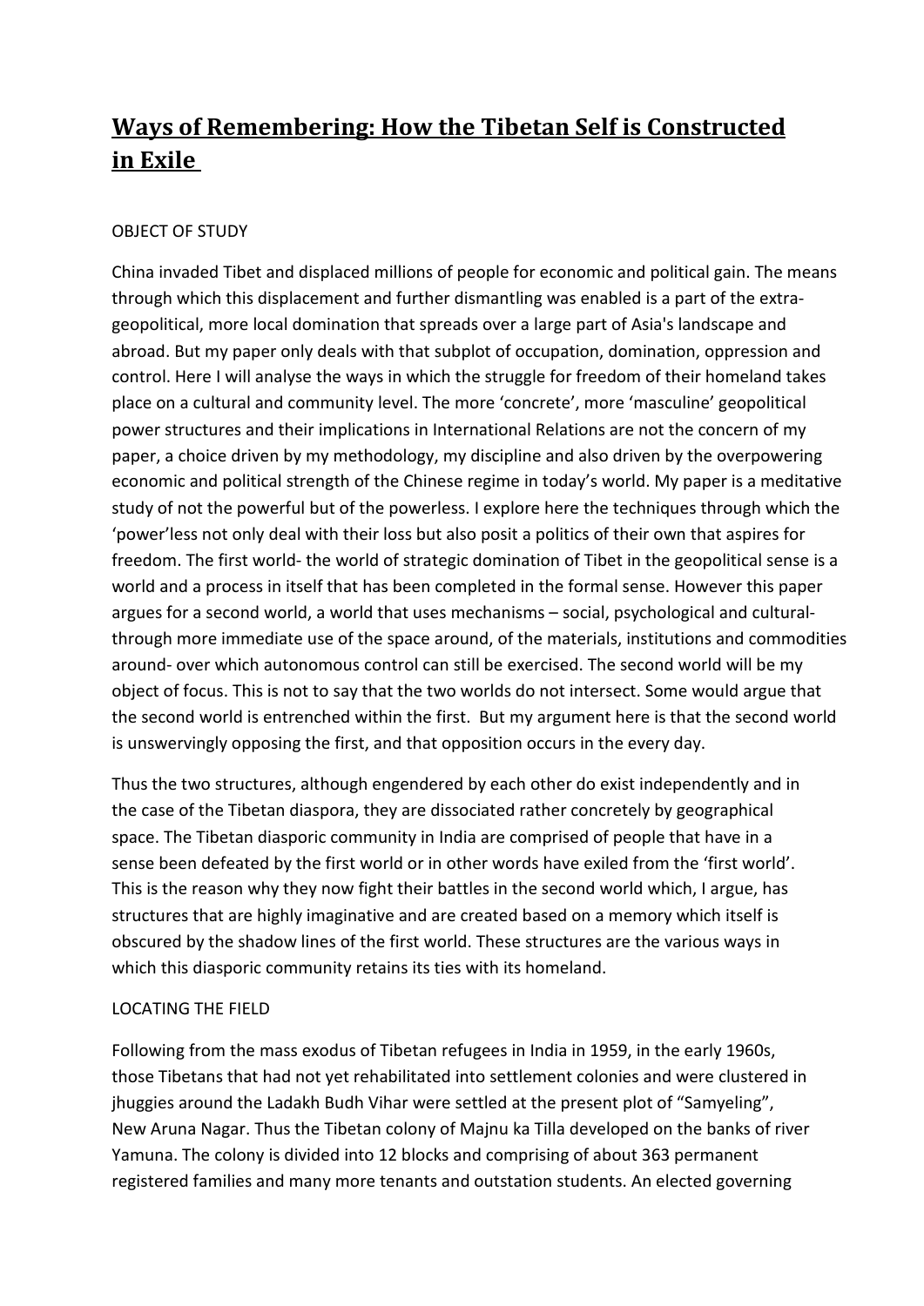# Ways of Remembering: How the Tibetan Self is Constructed in Exile

OBJECT OF STUDY

China invaded Tibet and displaced millions of people for economic and political gain. The means through which this displacement and further dismantling was enabled is a part of the extra-geopolitical, more local domination that spreads over a large part of Asia's landscape and abroad. But my paper only deals with that subplot of occupation, domination, oppression and control. Here I will analyse the ways in which the struggle for freedom of their homeland takes place on a cultural and community level. The more 'concrete', more 'masculine' geopolitical power structures and their implications in International Relations are not the concern of my paper, a choice driven by my methodology, my discipline and also driven by the overpowering economic and political strength of the Chinese regime in today's world. My paper is a meditative study of not the powerful but of the powerless. I explore here the techniques through which the 'power'less not only deal with their loss but also posit a politics of their own that aspires for freedom. The first world- the world of strategic domination of Tibet in the geopolitical sense is a world and a process in itself that has been completed in the formal sense. However this paper argues for a second world, a world that uses mechanisms – social, psychological and cultural- through more immediate use of the space around, of the materials, institutions and commodities around- over which autonomous control can still be exercised. The second world will be my object of focus. This is not to say that the two worlds do not intersect. Some would argue that the second world is entrenched within the first. But my argument here is that the second world is unswervingly opposing the first, and that opposition occurs in the every day.

Thus the two structures, although engendered by each other do exist independently and in the case of the Tibetan diaspora, they are dissociated rather concretely by geographical space. The Tibetan diasporic community in India are comprised of people that have in a sense been defeated by the first world or in other words have exiled from the 'first world'. This is the reason why they now fight their battles in the second world which, I argue, has structures that are highly imaginative and are created based on a memory which itself is obscured by the shadow lines of the first world. These structures are the various ways in which this diasporic community retains its ties with its homeland.

LOCATING THE FIELD

Following from the mass exodus of Tibetan refugees in India in 1959, in the early 1960s, those Tibetans that had not yet rehabilitated into settlement colonies and were clustered in jhuggies around the Ladakh Budh Vihar were settled at the present plot of "Samyeling", New Aruna Nagar. Thus the Tibetan colony of Majnu ka Tilla developed on the banks of river Yamuna. The colony is divided into 12 blocks and comprising of about 363 permanent registered families and many more tenants and outstation students. An elected governing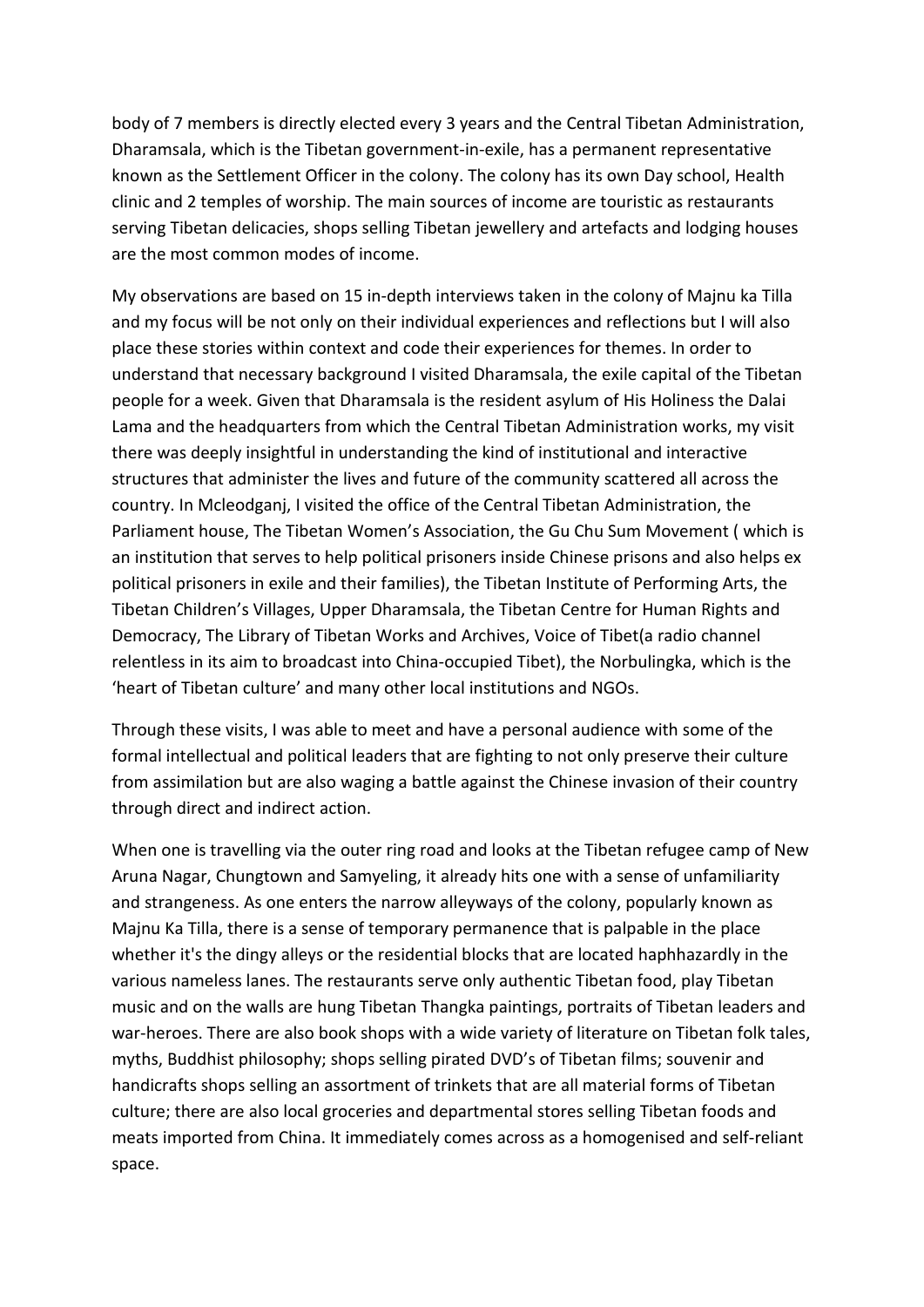body of 7 members is directly elected every 3 years and the Central Tibetan Administration, Dharamsala, which is the Tibetan government-in-exile, has a permanent representative known as the Settlement Officer in the colony. The colony has its own Day school, Health clinic and 2 temples of worship. The main sources of income are touristic as restaurants serving Tibetan delicacies, shops selling Tibetan jewellery and artefacts and lodging houses are the most common modes of income.

My observations are based on 15 in-depth interviews taken in the colony of Majnu ka Tilla and my focus will be not only on their individual experiences and reflections but I will also place these stories within context and code their experiences for themes. In order to understand that necessary background I visited Dharamsala, the exile capital of the Tibetan people for a week. Given that Dharamsala is the resident asylum of His Holiness the Dalai Lama and the headquarters from which the Central Tibetan Administration works, my visit there was deeply insightful in understanding the kind of institutional and interactive structures that administer the lives and future of the community scattered all across the country. In Mcleodganj, I visited the office of the Central Tibetan Administration, the Parliament house, The Tibetan Women's Association, the Gu Chu Sum Movement ( which is an institution that serves to help political prisoners inside Chinese prisons and also helps ex political prisoners in exile and their families), the Tibetan Institute of Performing Arts, the Tibetan Children's Villages, Upper Dharamsala, the Tibetan Centre for Human Rights and Democracy, The Library of Tibetan Works and Archives, Voice of Tibet(a radio channel relentless in its aim to broadcast into China-occupied Tibet), the Norbulingka, which is the 'heart of Tibetan culture' and many other local institutions and NGOs.

Through these visits, I was able to meet and have a personal audience with some of the formal intellectual and political leaders that are fighting to not only preserve their culture from assimilation but are also waging a battle against the Chinese invasion of their country through direct and indirect action.

When one is travelling via the outer ring road and looks at the Tibetan refugee camp of New Aruna Nagar, Chungtown and Samyeling, it already hits one with a sense of unfamiliarity and strangeness. As one enters the narrow alleyways of the colony, popularly known as Majnu Ka Tilla, there is a sense of temporary permanence that is palpable in the place whether it's the dingy alleys or the residential blocks that are located haphhazardly in the various nameless lanes. The restaurants serve only authentic Tibetan food, play Tibetan music and on the walls are hung Tibetan Thangka paintings, portraits of Tibetan leaders and war-heroes. There are also book shops with a wide variety of literature on Tibetan folk tales, myths, Buddhist philosophy; shops selling pirated DVD's of Tibetan films; souvenir and handicrafts shops selling an assortment of trinkets that are all material forms of Tibetan culture; there are also local groceries and departmental stores selling Tibetan foods and meats imported from China. It immediately comes across as a homogenised and self-reliant space.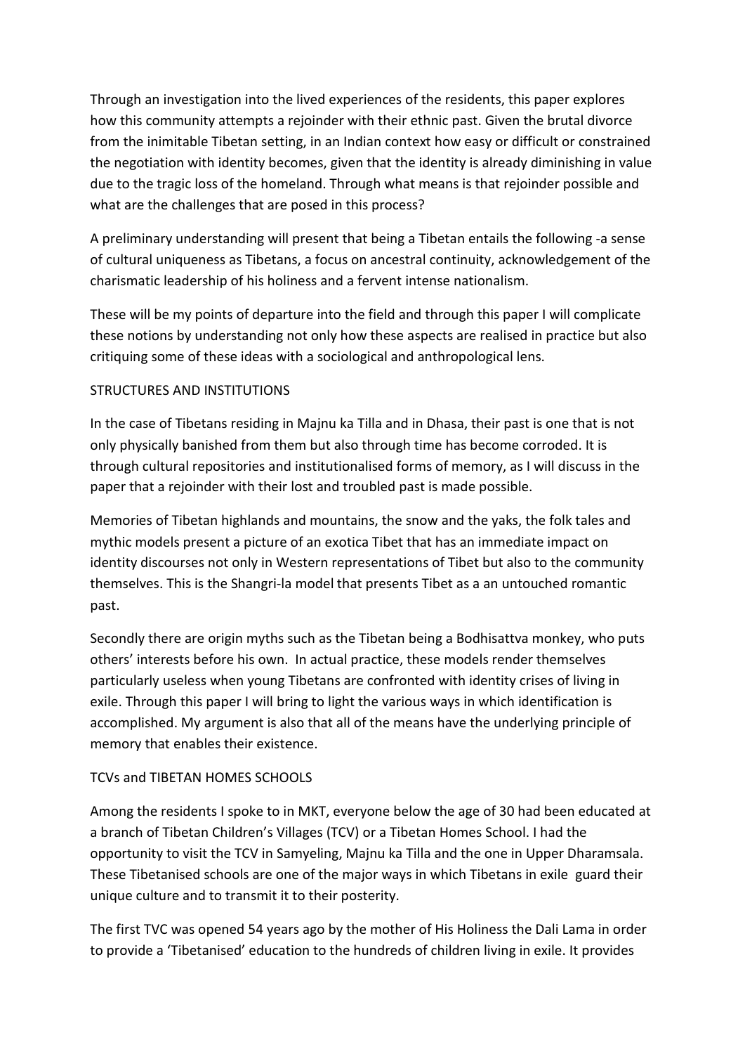Through an investigation into the lived experiences of the residents, this paper explores how this community attempts a rejoinder with their ethnic past. Given the brutal divorce from the inimitable Tibetan setting, in an Indian context how easy or difficult or constrained the negotiation with identity becomes, given that the identity is already diminishing in value due to the tragic loss of the homeland. Through what means is that rejoinder possible and what are the challenges that are posed in this process?

A preliminary understanding will present that being a Tibetan entails the following -a sense of cultural uniqueness as Tibetans, a focus on ancestral continuity, acknowledgement of the charismatic leadership of his holiness and a fervent intense nationalism.

These will be my points of departure into the field and through this paper I will complicate these notions by understanding not only how these aspects are realised in practice but also critiquing some of these ideas with a sociological and anthropological lens.

## STRUCTURES AND INSTITUTIONS

In the case of Tibetans residing in Majnu ka Tilla and in Dhasa, their past is one that is not only physically banished from them but also through time has become corroded. It is through cultural repositories and institutionalised forms of memory, as I will discuss in the paper that a rejoinder with their lost and troubled past is made possible.

Memories of Tibetan highlands and mountains, the snow and the yaks, the folk tales and mythic models present a picture of an exotica Tibet that has an immediate impact on identity discourses not only in Western representations of Tibet but also to the community themselves. This is the Shangri-la model that presents Tibet as a an untouched romantic past.

Secondly there are origin myths such as the Tibetan being a Bodhisattva monkey, who puts others' interests before his own. In actual practice, these models render themselves particularly useless when young Tibetans are confronted with identity crises of living in exile. Through this paper I will bring to light the various ways in which identification is accomplished. My argument is also that all of the means have the underlying principle of memory that enables their existence.

## TCVs and TIBETAN HOMES SCHOOLS

Among the residents I spoke to in MKT, everyone below the age of 30 had been educated at a branch of Tibetan Children's Villages (TCV) or a Tibetan Homes School. I had the opportunity to visit the TCV in Samyeling, Majnu ka Tilla and the one in Upper Dharamsala. These Tibetanised schools are one of the major ways in which Tibetans in exile guard their unique culture and to transmit it to their posterity.

The first TVC was opened 54 years ago by the mother of His Holiness the Dali Lama in order to provide a 'Tibetanised' education to the hundreds of children living in exile. It provides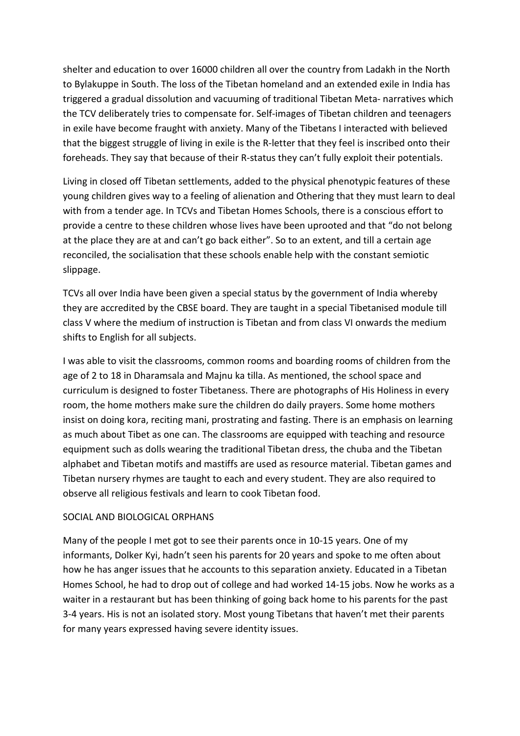shelter and education to over 16000 children all over the country from Ladakh in the North to Bylakuppe in South. The loss of the Tibetan homeland and an extended exile in India has triggered a gradual dissolution and vacuuming of traditional Tibetan Meta- narratives which the TCV deliberately tries to compensate for. Self-images of Tibetan children and teenagers in exile have become fraught with anxiety. Many of the Tibetans I interacted with believed that the biggest struggle of living in exile is the R-letter that they feel is inscribed onto their foreheads. They say that because of their R-status they can't fully exploit their potentials.

Living in closed off Tibetan settlements, added to the physical phenotypic features of these young children gives way to a feeling of alienation and Othering that they must learn to deal with from a tender age. In TCVs and Tibetan Homes Schools, there is a conscious effort to provide a centre to these children whose lives have been uprooted and that "do not belong at the place they are at and can't go back either". So to an extent, and till a certain age reconciled, the socialisation that these schools enable help with the constant semiotic slippage.

TCVs all over India have been given a special status by the government of India whereby they are accredited by the CBSE board. They are taught in a special Tibetanised module till class V where the medium of instruction is Tibetan and from class VI onwards the medium shifts to English for all subjects.

I was able to visit the classrooms, common rooms and boarding rooms of children from the age of 2 to 18 in Dharamsala and Majnu ka tilla. As mentioned, the school space and curriculum is designed to foster Tibetaness. There are photographs of His Holiness in every room, the home mothers make sure the children do daily prayers. Some home mothers insist on doing kora, reciting mani, prostrating and fasting. There is an emphasis on learning as much about Tibet as one can. The classrooms are equipped with teaching and resource equipment such as dolls wearing the traditional Tibetan dress, the chuba and the Tibetan alphabet and Tibetan motifs and mastiffs are used as resource material. Tibetan games and Tibetan nursery rhymes are taught to each and every student. They are also required to observe all religious festivals and learn to cook Tibetan food.

SOCIAL AND BIOLOGICAL ORPHANS

Many of the people I met got to see their parents once in 10-15 years. One of my informants, Dolker Kyi, hadn't seen his parents for 20 years and spoke to me often about how he has anger issues that he accounts to this separation anxiety. Educated in a Tibetan Homes School, he had to drop out of college and had worked 14-15 jobs. Now he works as a waiter in a restaurant but has been thinking of going back home to his parents for the past 3-4 years. His is not an isolated story. Most young Tibetans that haven't met their parents for many years expressed having severe identity issues.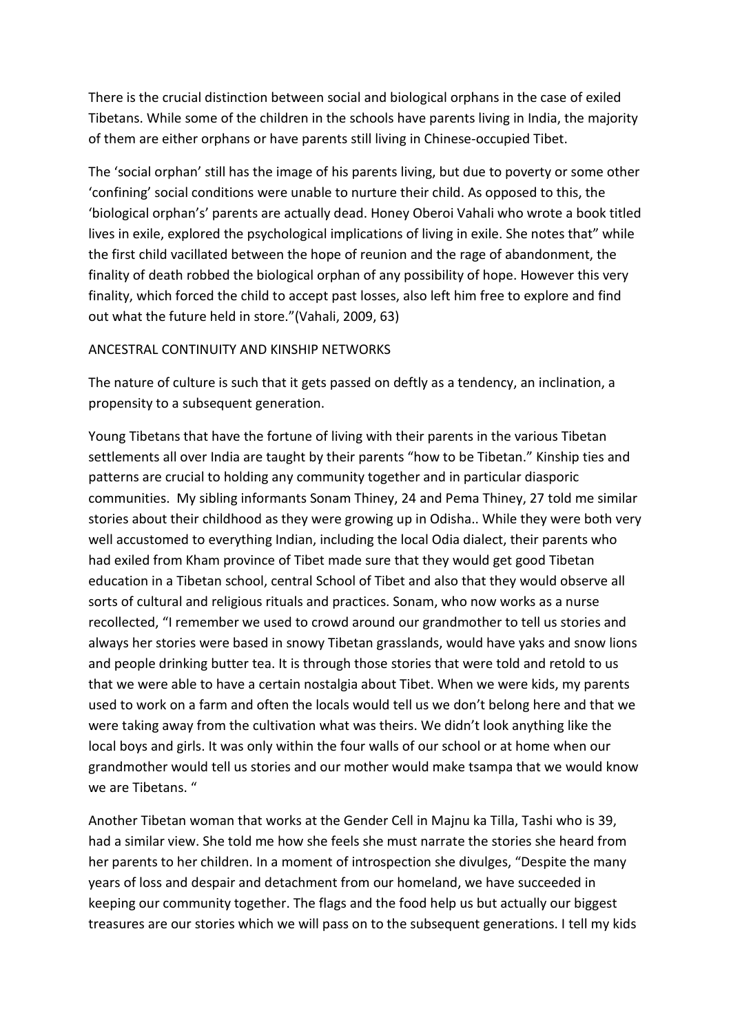There is the crucial distinction between social and biological orphans in the case of exiled Tibetans. While some of the children in the schools have parents living in India, the majority of them are either orphans or have parents still living in Chinese-occupied Tibet.

The 'social orphan' still has the image of his parents living, but due to poverty or some other 'confining' social conditions were unable to nurture their child. As opposed to this, the 'biological orphan's' parents are actually dead. Honey Oberoi Vahali who wrote a book titled lives in exile, explored the psychological implications of living in exile. She notes that" while the first child vacillated between the hope of reunion and the rage of abandonment, the finality of death robbed the biological orphan of any possibility of hope. However this very finality, which forced the child to accept past losses, also left him free to explore and find out what the future held in store."(Vahali, 2009, 63)

## ANCESTRAL CONTINUITY AND KINSHIP NETWORKS

The nature of culture is such that it gets passed on deftly as a tendency, an inclination, a propensity to a subsequent generation.

Young Tibetans that have the fortune of living with their parents in the various Tibetan settlements all over India are taught by their parents "how to be Tibetan." Kinship ties and patterns are crucial to holding any community together and in particular diasporic communities. My sibling informants Sonam Thiney, 24 and Pema Thiney, 27 told me similar stories about their childhood as they were growing up in Odisha.. While they were both very well accustomed to everything Indian, including the local Odia dialect, their parents who had exiled from Kham province of Tibet made sure that they would get good Tibetan education in a Tibetan school, central School of Tibet and also that they would observe all sorts of cultural and religious rituals and practices. Sonam, who now works as a nurse recollected, "I remember we used to crowd around our grandmother to tell us stories and always her stories were based in snowy Tibetan grasslands, would have yaks and snow lions and people drinking butter tea. It is through those stories that were told and retold to us that we were able to have a certain nostalgia about Tibet. When we were kids, my parents used to work on a farm and often the locals would tell us we don't belong here and that we were taking away from the cultivation what was theirs. We didn't look anything like the local boys and girls. It was only within the four walls of our school or at home when our grandmother would tell us stories and our mother would make tsampa that we would know we are Tibetans. "

Another Tibetan woman that works at the Gender Cell in Majnu ka Tilla, Tashi who is 39, had a similar view. She told me how she feels she must narrate the stories she heard from her parents to her children. In a moment of introspection she divulges, "Despite the many years of loss and despair and detachment from our homeland, we have succeeded in keeping our community together. The flags and the food help us but actually our biggest treasures are our stories which we will pass on to the subsequent generations. I tell my kids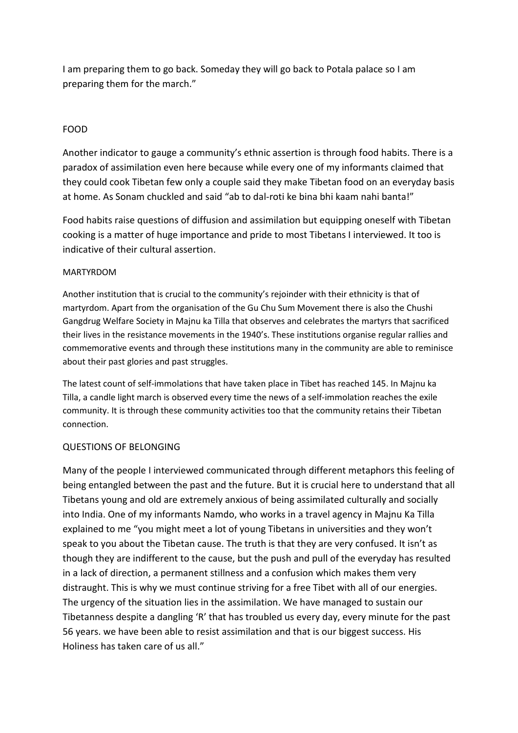I am preparing them to go back. Someday they will go back to Potala palace so I am preparing them for the march."

## FOOD

Another indicator to gauge a community's ethnic assertion is through food habits. There is a paradox of assimilation even here because while every one of my informants claimed that they could cook Tibetan few only a couple said they make Tibetan food on an everyday basis at home. As Sonam chuckled and said "ab to dal-roti ke bina bhi kaam nahi banta!"

Food habits raise questions of diffusion and assimilation but equipping oneself with Tibetan cooking is a matter of huge importance and pride to most Tibetans I interviewed. It too is indicative of their cultural assertion.

## MARTYRDOM

Another institution that is crucial to the community's rejoinder with their ethnicity is that of martyrdom. Apart from the organisation of the Gu Chu Sum Movement there is also the Chushi Gangdrug Welfare Society in Majnu ka Tilla that observes and celebrates the martyrs that sacrificed their lives in the resistance movements in the 1940's. These institutions organise regular rallies and commemorative events and through these institutions many in the community are able to reminisce about their past glories and past struggles.

The latest count of self-immolations that have taken place in Tibet has reached 145. In Majnu ka Tilla, a candle light march is observed every time the news of a self-immolation reaches the exile community. It is through these community activities too that the community retains their Tibetan connection.

## QUESTIONS OF BELONGING

Many of the people I interviewed communicated through different metaphors this feeling of being entangled between the past and the future. But it is crucial here to understand that all Tibetans young and old are extremely anxious of being assimilated culturally and socially into India. One of my informants Namdo, who works in a travel agency in Majnu Ka Tilla explained to me "you might meet a lot of young Tibetans in universities and they won't speak to you about the Tibetan cause. The truth is that they are very confused. It isn't as though they are indifferent to the cause, but the push and pull of the everyday has resulted in a lack of direction, a permanent stillness and a confusion which makes them very distraught. This is why we must continue striving for a free Tibet with all of our energies. The urgency of the situation lies in the assimilation. We have managed to sustain our Tibetanness despite a dangling 'R' that has troubled us every day, every minute for the past 56 years. we have been able to resist assimilation and that is our biggest success. His Holiness has taken care of us all."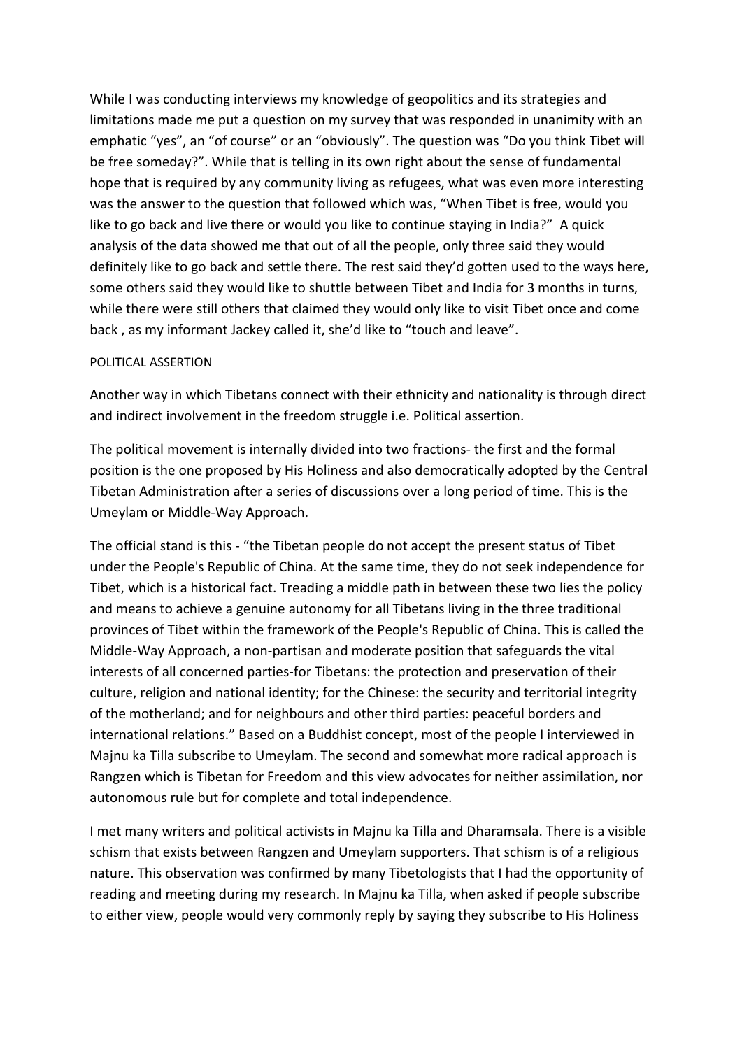While I was conducting interviews my knowledge of geopolitics and its strategies and limitations made me put a question on my survey that was responded in unanimity with an emphatic "yes", an "of course" or an "obviously". The question was "Do you think Tibet will be free someday?". While that is telling in its own right about the sense of fundamental hope that is required by any community living as refugees, what was even more interesting was the answer to the question that followed which was, "When Tibet is free, would you like to go back and live there or would you like to continue staying in India?" A quick analysis of the data showed me that out of all the people, only three said they would definitely like to go back and settle there. The rest said they'd gotten used to the ways here, some others said they would like to shuttle between Tibet and India for 3 months in turns, while there were still others that claimed they would only like to visit Tibet once and come back , as my informant Jackey called it, she'd like to "touch and leave".

POLITICAL ASSERTION

Another way in which Tibetans connect with their ethnicity and nationality is through direct and indirect involvement in the freedom struggle i.e. Political assertion.

The political movement is internally divided into two fractions- the first and the formal position is the one proposed by His Holiness and also democratically adopted by the Central Tibetan Administration after a series of discussions over a long period of time. This is the Umeylam or Middle-Way Approach.

The official stand is this - "the Tibetan people do not accept the present status of Tibet under the People's Republic of China. At the same time, they do not seek independence for Tibet, which is a historical fact. Treading a middle path in between these two lies the policy and means to achieve a genuine autonomy for all Tibetans living in the three traditional provinces of Tibet within the framework of the People's Republic of China. This is called the Middle-Way Approach, a non-partisan and moderate position that safeguards the vital interests of all concerned parties-for Tibetans: the protection and preservation of their culture, religion and national identity; for the Chinese: the security and territorial integrity of the motherland; and for neighbours and other third parties: peaceful borders and international relations." Based on a Buddhist concept, most of the people I interviewed in Majnu ka Tilla subscribe to Umeylam. The second and somewhat more radical approach is Rangzen which is Tibetan for Freedom and this view advocates for neither assimilation, nor autonomous rule but for complete and total independence.

I met many writers and political activists in Majnu ka Tilla and Dharamsala. There is a visible schism that exists between Rangzen and Umeylam supporters. That schism is of a religious nature. This observation was confirmed by many Tibetologists that I had the opportunity of reading and meeting during my research. In Majnu ka Tilla, when asked if people subscribe to either view, people would very commonly reply by saying they subscribe to His Holiness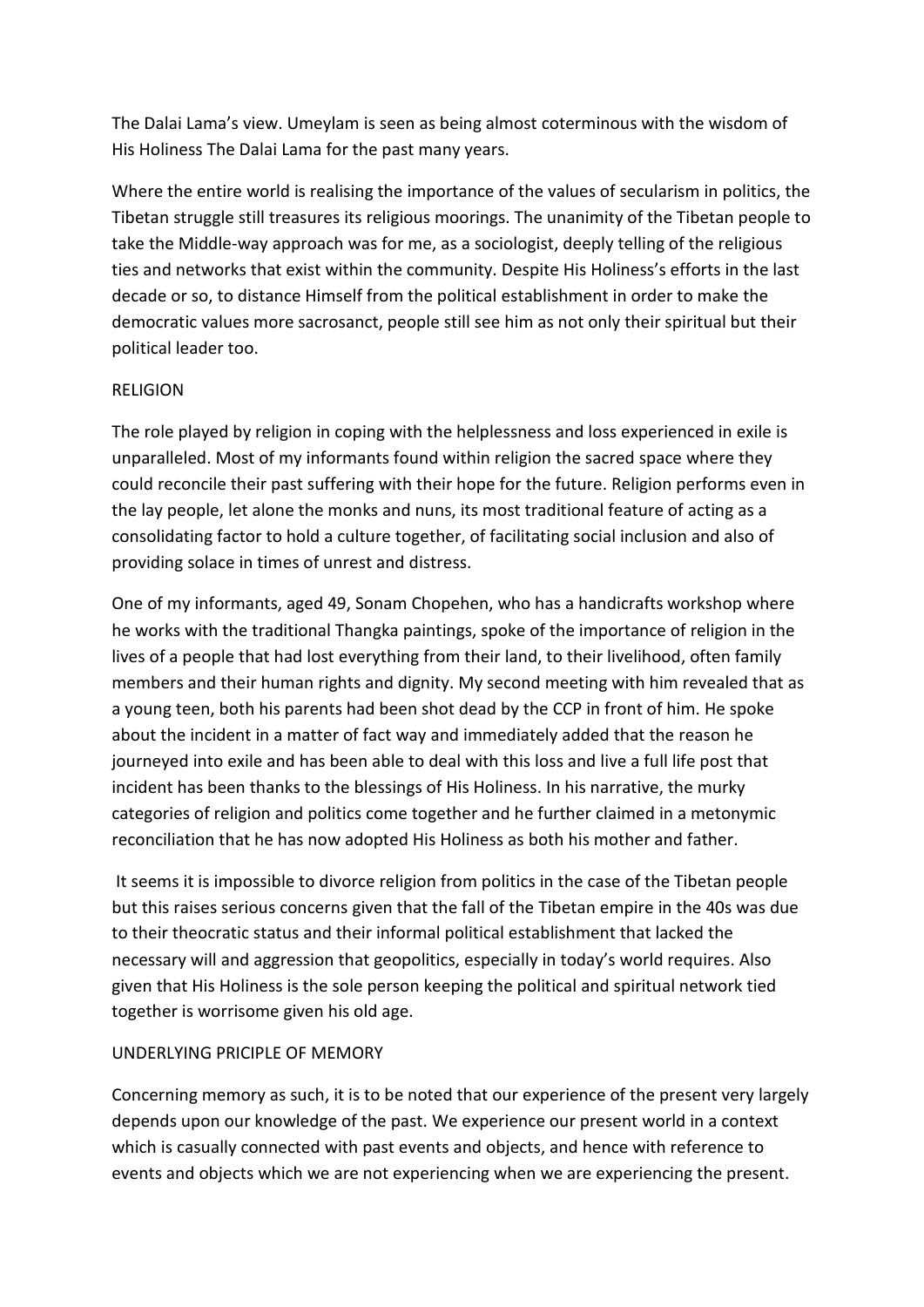The Dalai Lama's view. Umeylam is seen as being almost coterminous with the wisdom of His Holiness The Dalai Lama for the past many years.

Where the entire world is realising the importance of the values of secularism in politics, the Tibetan struggle still treasures its religious moorings. The unanimity of the Tibetan people to take the Middle-way approach was for me, as a sociologist, deeply telling of the religious ties and networks that exist within the community. Despite His Holiness's efforts in the last decade or so, to distance Himself from the political establishment in order to make the democratic values more sacrosanct, people still see him as not only their spiritual but their political leader too.

## RELIGION

The role played by religion in coping with the helplessness and loss experienced in exile is unparalleled. Most of my informants found within religion the sacred space where they could reconcile their past suffering with their hope for the future. Religion performs even in the lay people, let alone the monks and nuns, its most traditional feature of acting as a consolidating factor to hold a culture together, of facilitating social inclusion and also of providing solace in times of unrest and distress.

One of my informants, aged 49, Sonam Chopehen, who has a handicrafts workshop where he works with the traditional Thangka paintings, spoke of the importance of religion in the lives of a people that had lost everything from their land, to their livelihood, often family members and their human rights and dignity. My second meeting with him revealed that as a young teen, both his parents had been shot dead by the CCP in front of him. He spoke about the incident in a matter of fact way and immediately added that the reason he journeyed into exile and has been able to deal with this loss and live a full life post that incident has been thanks to the blessings of His Holiness. In his narrative, the murky categories of religion and politics come together and he further claimed in a metonymic reconciliation that he has now adopted His Holiness as both his mother and father.

It seems it is impossible to divorce religion from politics in the case of the Tibetan people but this raises serious concerns given that the fall of the Tibetan empire in the 40s was due to their theocratic status and their informal political establishment that lacked the necessary will and aggression that geopolitics, especially in today's world requires. Also given that His Holiness is the sole person keeping the political and spiritual network tied together is worrisome given his old age.

## UNDERLYING PRICIPLE OF MEMORY

Concerning memory as such, it is to be noted that our experience of the present very largely depends upon our knowledge of the past. We experience our present world in a context which is casually connected with past events and objects, and hence with reference to events and objects which we are not experiencing when we are experiencing the present.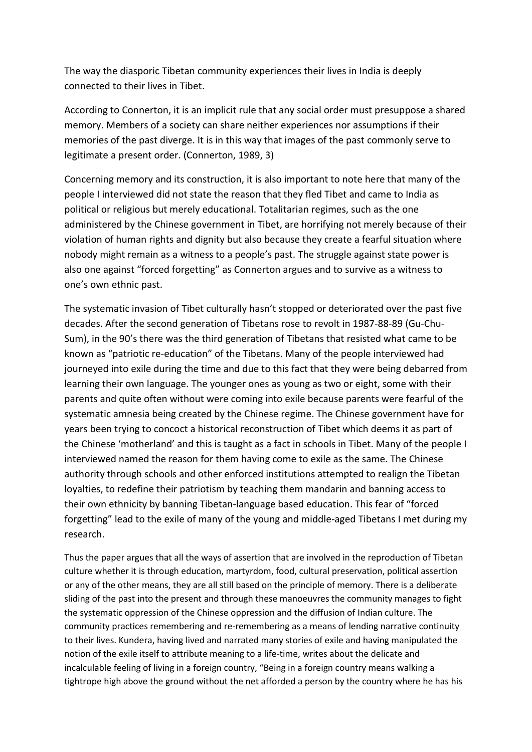The way the diasporic Tibetan community experiences their lives in India is deeply connected to their lives in Tibet.

According to Connerton, it is an implicit rule that any social order must presuppose a shared memory. Members of a society can share neither experiences nor assumptions if their memories of the past diverge. It is in this way that images of the past commonly serve to legitimate a present order. (Connerton, 1989, 3)

Concerning memory and its construction, it is also important to note here that many of the people I interviewed did not state the reason that they fled Tibet and came to India as political or religious but merely educational. Totalitarian regimes, such as the one administered by the Chinese government in Tibet, are horrifying not merely because of their violation of human rights and dignity but also because they create a fearful situation where nobody might remain as a witness to a people's past. The struggle against state power is also one against "forced forgetting" as Connerton argues and to survive as a witness to one's own ethnic past.

The systematic invasion of Tibet culturally hasn't stopped or deteriorated over the past five decades. After the second generation of Tibetans rose to revolt in 1987-88-89 (Gu-Chu-Sum), in the 90's there was the third generation of Tibetans that resisted what came to be known as "patriotic re-education" of the Tibetans. Many of the people interviewed had journeyed into exile during the time and due to this fact that they were being debarred from learning their own language. The younger ones as young as two or eight, some with their parents and quite often without were coming into exile because parents were fearful of the systematic amnesia being created by the Chinese regime. The Chinese government have for years been trying to concoct a historical reconstruction of Tibet which deems it as part of the Chinese 'motherland' and this is taught as a fact in schools in Tibet. Many of the people I interviewed named the reason for them having come to exile as the same. The Chinese authority through schools and other enforced institutions attempted to realign the Tibetan loyalties, to redefine their patriotism by teaching them mandarin and banning access to their own ethnicity by banning Tibetan-language based education. This fear of "forced forgetting" lead to the exile of many of the young and middle-aged Tibetans I met during my research.

Thus the paper argues that all the ways of assertion that are involved in the reproduction of Tibetan culture whether it is through education, martyrdom, food, cultural preservation, political assertion or any of the other means, they are all still based on the principle of memory. There is a deliberate sliding of the past into the present and through these manoeuvres the community manages to fight the systematic oppression of the Chinese oppression and the diffusion of Indian culture. The community practices remembering and re-remembering as a means of lending narrative continuity to their lives. Kundera, having lived and narrated many stories of exile and having manipulated the notion of the exile itself to attribute meaning to a life-time, writes about the delicate and incalculable feeling of living in a foreign country, "Being in a foreign country means walking a tightrope high above the ground without the net afforded a person by the country where he has his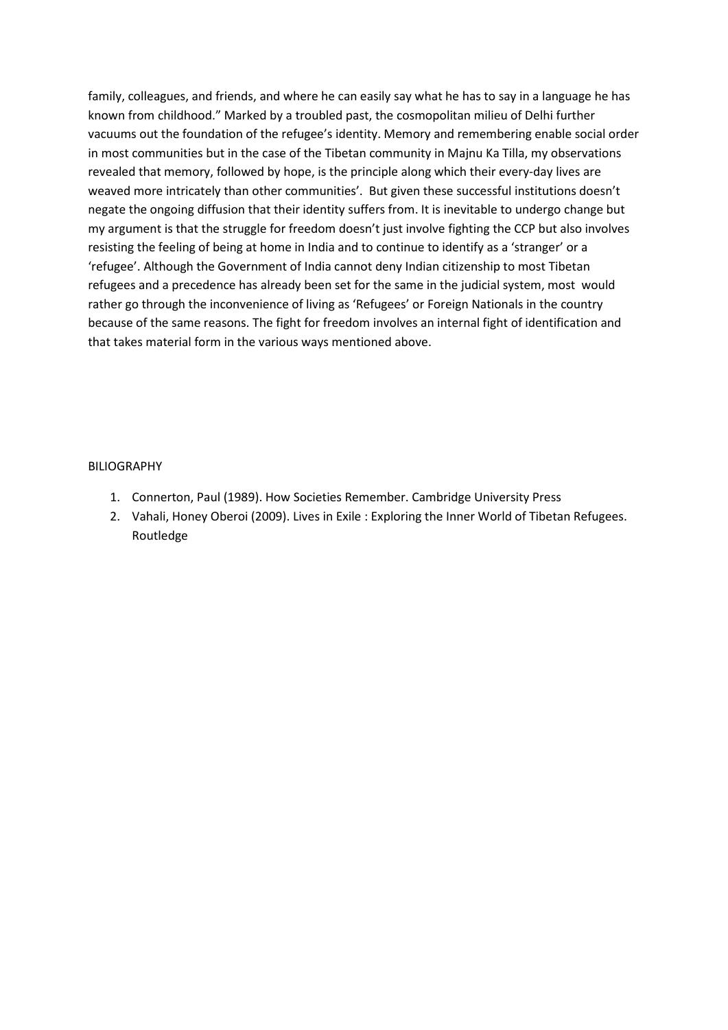family, colleagues, and friends, and where he can easily say what he has to say in a language he has known from childhood." Marked by a troubled past, the cosmopolitan milieu of Delhi further vacuums out the foundation of the refugee's identity. Memory and remembering enable social order in most communities but in the case of the Tibetan community in Majnu Ka Tilla, my observations revealed that memory, followed by hope, is the principle along which their every-day lives are weaved more intricately than other communities'. But given these successful institutions doesn't negate the ongoing diffusion that their identity suffers from. It is inevitable to undergo change but my argument is that the struggle for freedom doesn't just involve fighting the CCP but also involves resisting the feeling of being at home in India and to continue to identify as a 'stranger' or a 'refugee'. Although the Government of India cannot deny Indian citizenship to most Tibetan refugees and a precedence has already been set for the same in the judicial system, most would rather go through the inconvenience of living as 'Refugees' or Foreign Nationals in the country because of the same reasons. The fight for freedom involves an internal fight of identification and that takes material form in the various ways mentioned above.

BILIOGRAPHY

1. Connerton, Paul (1989). How Societies Remember. Cambridge University Press
2. Vahali, Honey Oberoi (2009). Lives in Exile : Exploring the Inner World of Tibetan Refugees. Routledge